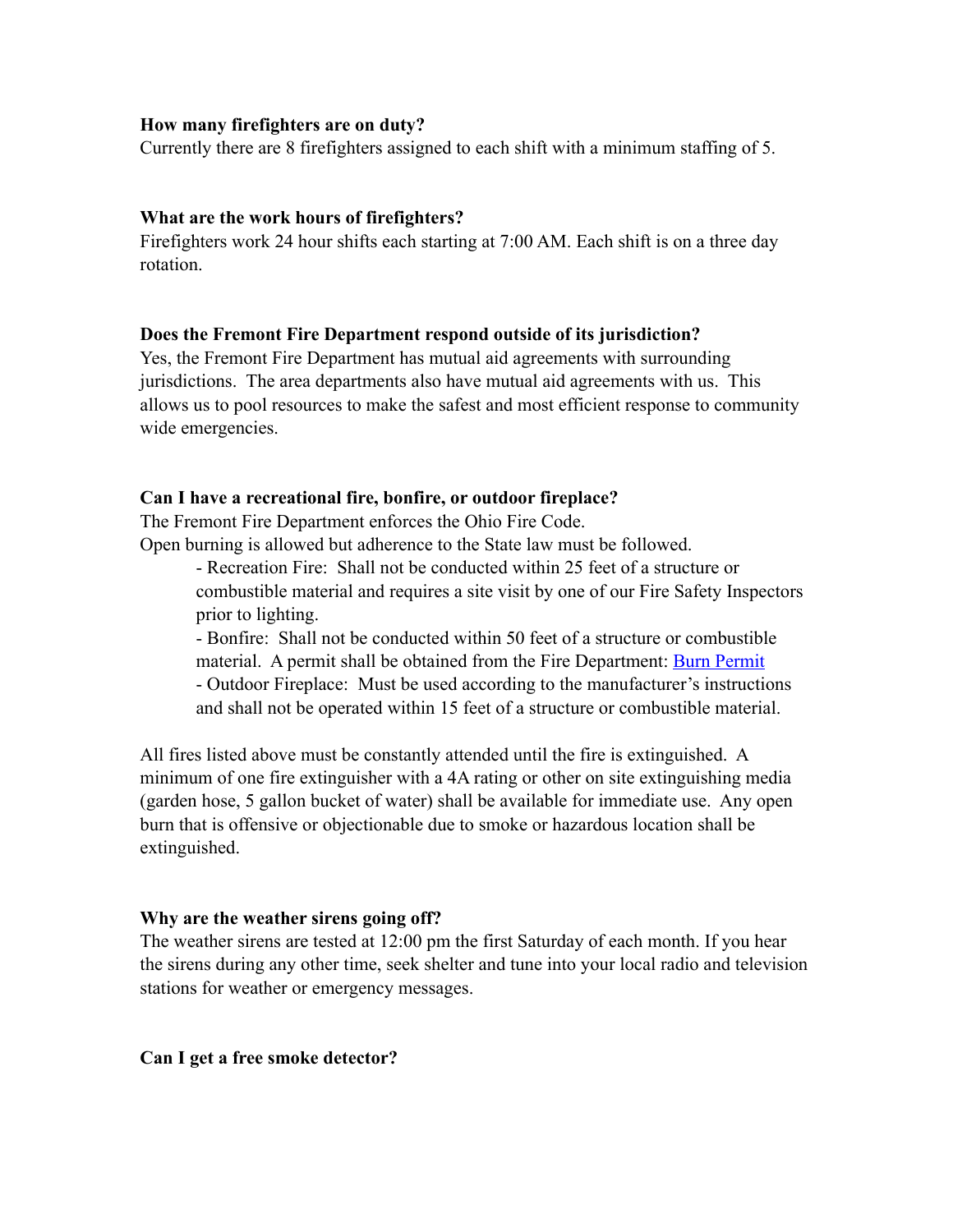**How many firefighters are on duty?**
Currently there are 8 firefighters assigned to each shift with a minimum staffing of 5.

**What are the work hours of firefighters?**
Firefighters work 24 hour shifts each starting at 7:00 AM. Each shift is on a three day rotation.

**Does the Fremont Fire Department respond outside of its jurisdiction?**
Yes, the Fremont Fire Department has mutual aid agreements with surrounding jurisdictions. The area departments also have mutual aid agreements with us. This allows us to pool resources to make the safest and most efficient response to community wide emergencies.

**Can I have a recreational fire, bonfire, or outdoor fireplace?**
The Fremont Fire Department enforces the Ohio Fire Code.
Open burning is allowed but adherence to the State law must be followed.

- Recreation Fire: Shall not be conducted within 25 feet of a structure or combustible material and requires a site visit by one of our Fire Safety Inspectors prior to lighting.
- Bonfire: Shall not be conducted within 50 feet of a structure or combustible material. A permit shall be obtained from the Fire Department: Burn Permit
- Outdoor Fireplace: Must be used according to the manufacturer's instructions and shall not be operated within 15 feet of a structure or combustible material.

All fires listed above must be constantly attended until the fire is extinguished. A minimum of one fire extinguisher with a 4A rating or other on site extinguishing media (garden hose, 5 gallon bucket of water) shall be available for immediate use. Any open burn that is offensive or objectionable due to smoke or hazardous location shall be extinguished.

**Why are the weather sirens going off?**
The weather sirens are tested at 12:00 pm the first Saturday of each month. If you hear the sirens during any other time, seek shelter and tune into your local radio and television stations for weather or emergency messages.

**Can I get a free smoke detector?**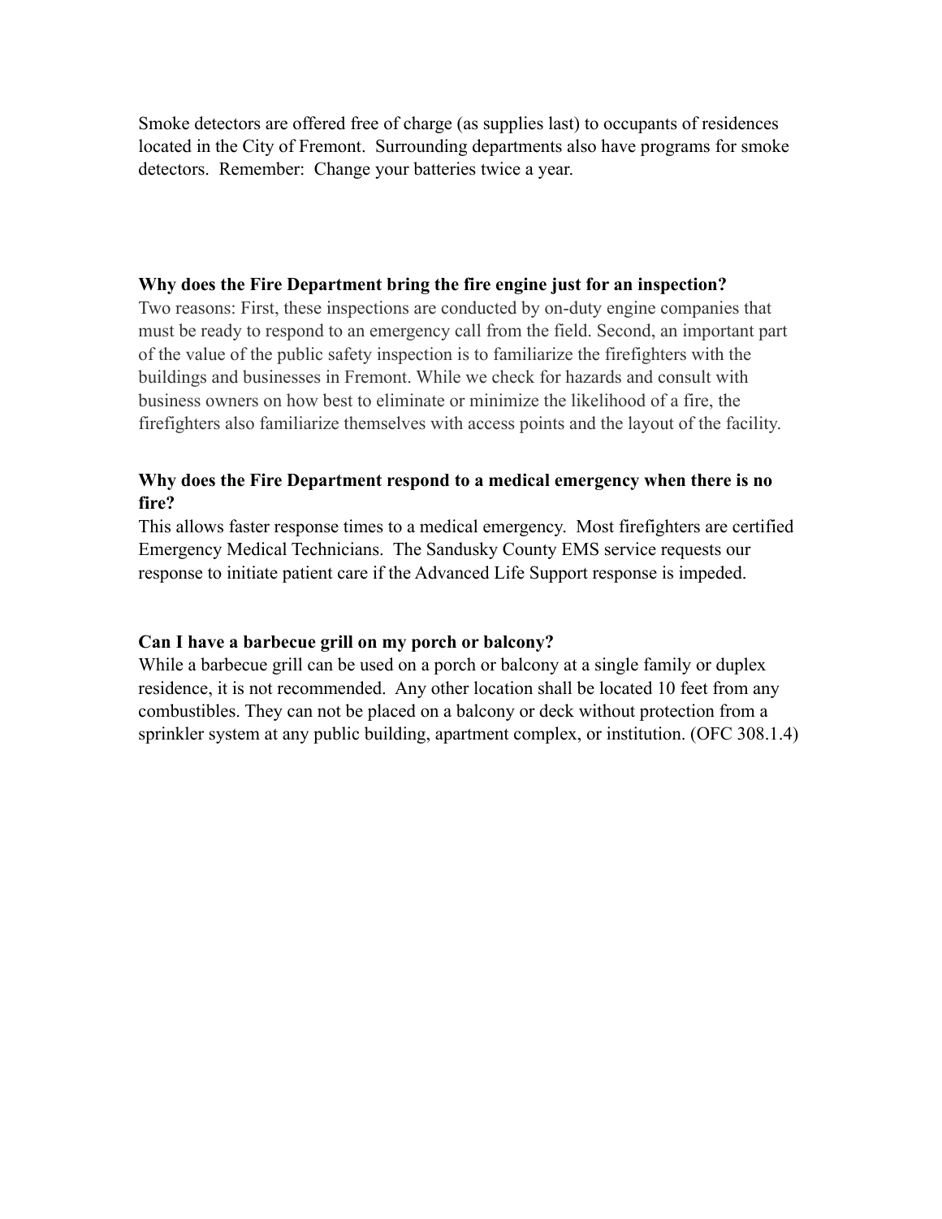Smoke detectors are offered free of charge (as supplies last) to occupants of residences located in the City of Fremont. Surrounding departments also have programs for smoke detectors. Remember: Change your batteries twice a year.

**Why does the Fire Department bring the fire engine just for an inspection?**

Two reasons: First, these inspections are conducted by on-duty engine companies that must be ready to respond to an emergency call from the field. Second, an important part of the value of the public safety inspection is to familiarize the firefighters with the buildings and businesses in Fremont. While we check for hazards and consult with business owners on how best to eliminate or minimize the likelihood of a fire, the firefighters also familiarize themselves with access points and the layout of the facility.

**Why does the Fire Department respond to a medical emergency when there is no fire?**

This allows faster response times to a medical emergency. Most firefighters are certified Emergency Medical Technicians. The Sandusky County EMS service requests our response to initiate patient care if the Advanced Life Support response is impeded.

**Can I have a barbecue grill on my porch or balcony?**

While a barbecue grill can be used on a porch or balcony at a single family or duplex residence, it is not recommended. Any other location shall be located 10 feet from any combustibles. They can not be placed on a balcony or deck without protection from a sprinkler system at any public building, apartment complex, or institution. (OFC 308.1.4)